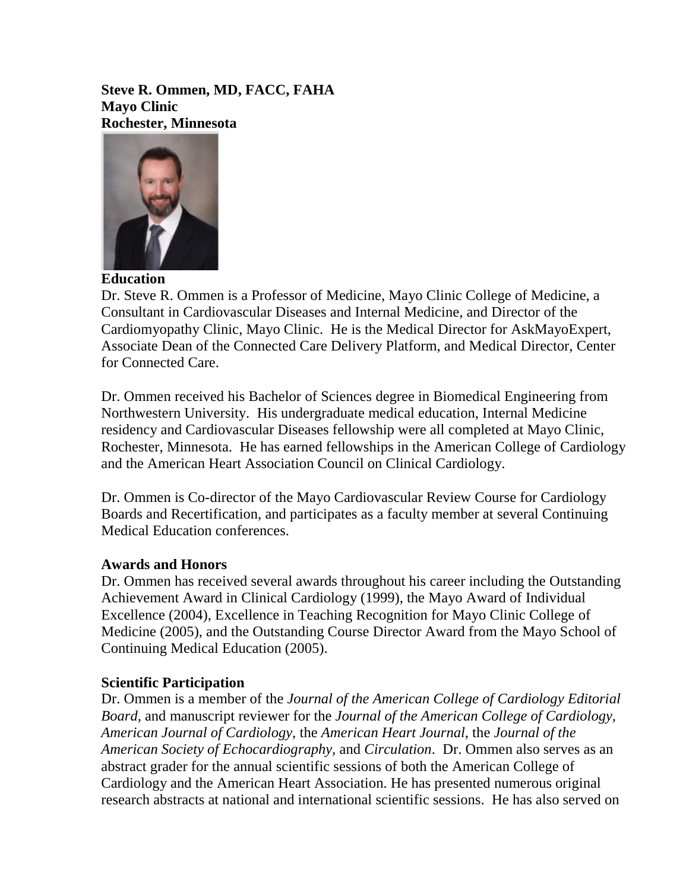**Steve R. Ommen, MD, FACC, FAHA**
**Mayo Clinic**
**Rochester, Minnesota**

## Education

Dr. Steve R. Ommen is a Professor of Medicine, Mayo Clinic College of Medicine, a Consultant in Cardiovascular Diseases and Internal Medicine, and Director of the Cardiomyopathy Clinic, Mayo Clinic. He is the Medical Director for AskMayoExpert, Associate Dean of the Connected Care Delivery Platform, and Medical Director, Center for Connected Care.

Dr. Ommen received his Bachelor of Sciences degree in Biomedical Engineering from Northwestern University. His undergraduate medical education, Internal Medicine residency and Cardiovascular Diseases fellowship were all completed at Mayo Clinic, Rochester, Minnesota. He has earned fellowships in the American College of Cardiology and the American Heart Association Council on Clinical Cardiology.

Dr. Ommen is Co-director of the Mayo Cardiovascular Review Course for Cardiology Boards and Recertification, and participates as a faculty member at several Continuing Medical Education conferences.

## Awards and Honors

Dr. Ommen has received several awards throughout his career including the Outstanding Achievement Award in Clinical Cardiology (1999), the Mayo Award of Individual Excellence (2004), Excellence in Teaching Recognition for Mayo Clinic College of Medicine (2005), and the Outstanding Course Director Award from the Mayo School of Continuing Medical Education (2005).

## Scientific Participation

Dr. Ommen is a member of the *Journal of the American College of Cardiology Editorial Board,* and manuscript reviewer for the *Journal of the American College of Cardiology, American Journal of Cardiology*, the *American Heart Journal*, the *Journal of the American Society of Echocardiography,* and *Circulation*. Dr. Ommen also serves as an abstract grader for the annual scientific sessions of both the American College of Cardiology and the American Heart Association. He has presented numerous original research abstracts at national and international scientific sessions. He has also served on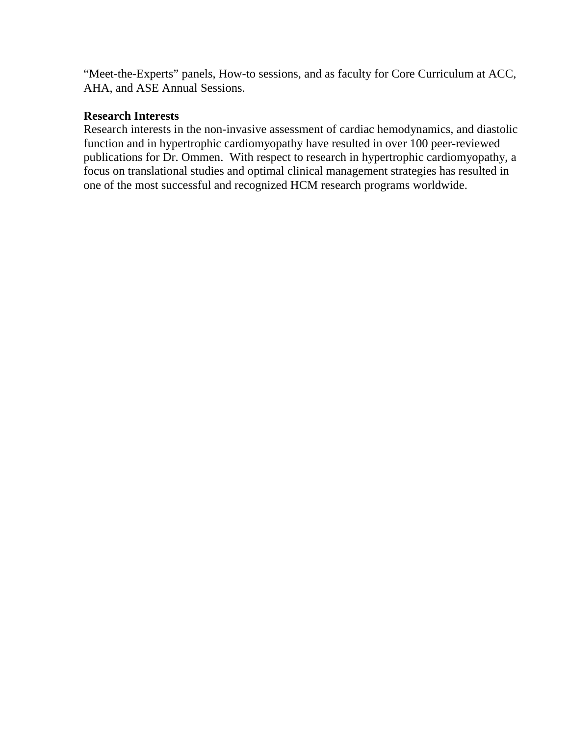"Meet-the-Experts" panels, How-to sessions, and as faculty for Core Curriculum at ACC, AHA, and ASE Annual Sessions.

**Research Interests**

Research interests in the non-invasive assessment of cardiac hemodynamics, and diastolic function and in hypertrophic cardiomyopathy have resulted in over 100 peer-reviewed publications for Dr. Ommen. With respect to research in hypertrophic cardiomyopathy, a focus on translational studies and optimal clinical management strategies has resulted in one of the most successful and recognized HCM research programs worldwide.